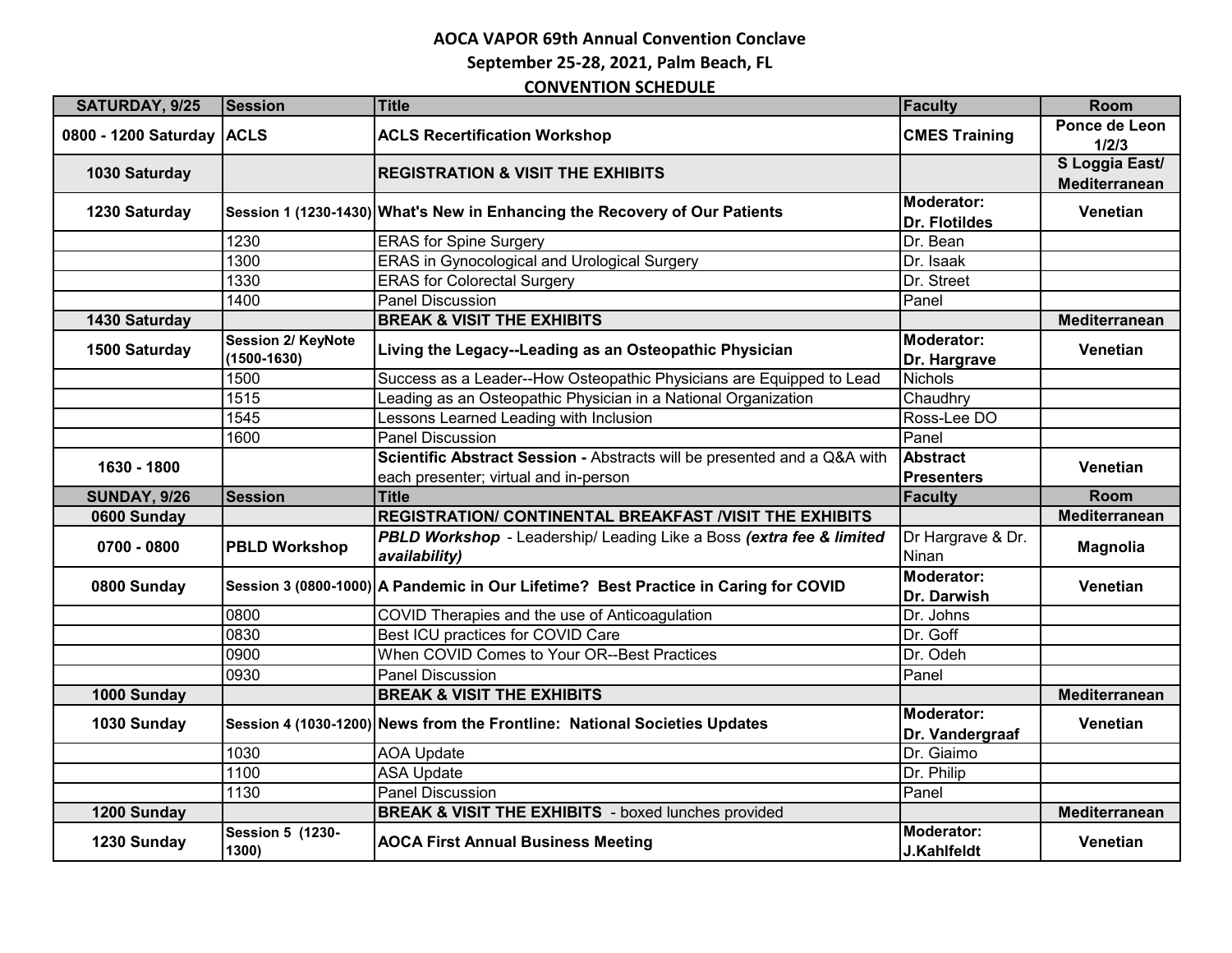# AOCA VAPOR 69th Annual Convention Conclave

## September 25-28, 2021, Palm Beach, FL

## CONVENTION SCHEDULE

| SATURDAY, 9/25 | Session | Title | Faculty | Room |
|---|---|---|---|---|
| **0800 - 1200 Saturday** | **ACLS** | **ACLS Recertification Workshop** | **CMES Training** | **Ponce de Leon 1/2/3** |
| **1030 Saturday** | | **REGISTRATION & VISIT THE EXHIBITS** | | **S Loggia East/ Mediterranean** |
| **1230 Saturday** | **Session 1 (1230-1430)** | **What's New in Enhancing the Recovery of Our Patients** | **Moderator: Dr. Flotildes** | **Venetian** |
| | 1230 | ERAS for Spine Surgery | Dr. Bean | |
| | 1300 | ERAS in Gynocological and Urological Surgery | Dr. Isaak | |
| | 1330 | ERAS for Colorectal Surgery | Dr. Street | |
| | 1400 | Panel Discussion | Panel | |
| **1430 Saturday** | | **BREAK & VISIT THE EXHIBITS** | | **Mediterranean** |
| **1500 Saturday** | **Session 2/ KeyNote (1500-1630)** | **Living the Legacy--Leading as an Osteopathic Physician** | **Moderator: Dr. Hargrave** | **Venetian** |
| | 1500 | Success as a Leader--How Osteopathic Physicians are Equipped to Lead | Nichols | |
| | 1515 | Leading as an Osteopathic Physician in a National Organization | Chaudhry | |
| | 1545 | Lessons Learned Leading with Inclusion | Ross-Lee DO | |
| | 1600 | Panel Discussion | Panel | |
| **1630 - 1800** | | **Scientific Abstract Session -** Abstracts will be presented and a Q&A with each presenter; virtual and in-person | **Abstract Presenters** | **Venetian** |
| **SUNDAY, 9/26** | **Session** | **Title** | **Faculty** | **Room** |
| **0600 Sunday** | | **REGISTRATION/ CONTINENTAL BREAKFAST /VISIT THE EXHIBITS** | | **Mediterranean** |
| **0700 - 0800** | **PBLD Workshop** | ***PBLD Workshop*** - Leadership/ Leading Like a Boss ***(extra fee & limited availability)*** | Dr Hargrave & Dr. Ninan | **Magnolia** |
| **0800 Sunday** | **Session 3 (0800-1000)** | **A Pandemic in Our Lifetime? Best Practice in Caring for COVID** | **Moderator: Dr. Darwish** | **Venetian** |
| | 0800 | COVID Therapies and the use of Anticoagulation | Dr. Johns | |
| | 0830 | Best ICU practices for COVID Care | Dr. Goff | |
| | 0900 | When COVID Comes to Your OR--Best Practices | Dr. Odeh | |
| | 0930 | Panel Discussion | Panel | |
| **1000 Sunday** | | **BREAK & VISIT THE EXHIBITS** | | **Mediterranean** |
| **1030 Sunday** | **Session 4 (1030-1200)** | **News from the Frontline: National Societies Updates** | **Moderator: Dr. Vandergraaf** | **Venetian** |
| | 1030 | AOA Update | Dr. Giaimo | |
| | 1100 | ASA Update | Dr. Philip | |
| | 1130 | Panel Discussion | Panel | |
| **1200 Sunday** | | **BREAK & VISIT THE EXHIBITS** - boxed lunches provided | | **Mediterranean** |
| **1230 Sunday** | **Session 5 (1230-1300)** | **AOCA First Annual Business Meeting** | **Moderator: J.Kahlfeldt** | **Venetian** |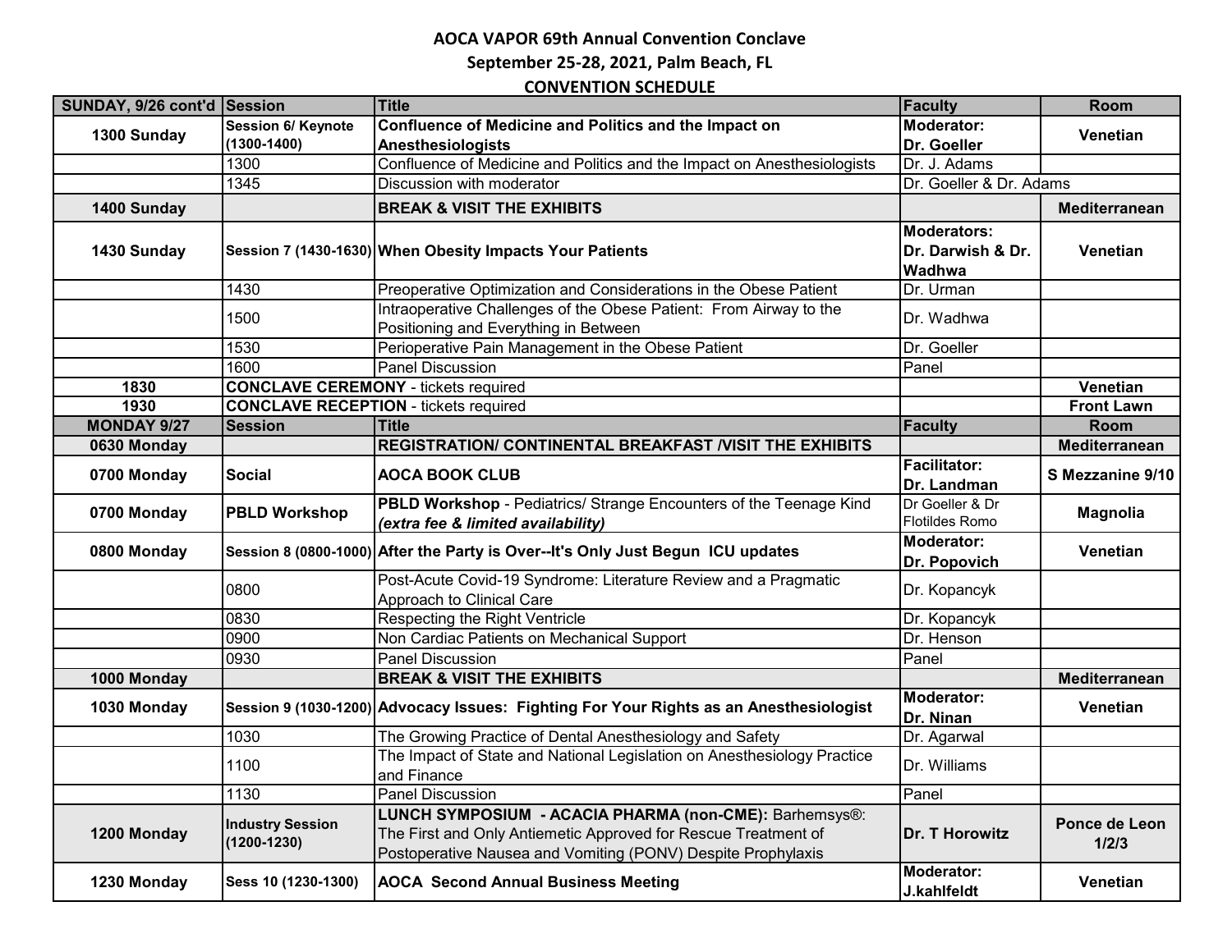**AOCA VAPOR 69th Annual Convention Conclave**

**September 25-28, 2021, Palm Beach, FL**

**CONVENTION SCHEDULE**

| SUNDAY, 9/26 cont'd | Session | Title | Faculty | Room |
|---|---|---|---|---|
| **1300 Sunday** | **Session 6/ Keynote (1300-1400)** | **Confluence of Medicine and Politics and the Impact on Anesthesiologists** | **Moderator: Dr. Goeller** | **Venetian** |
| | 1300 | Confluence of Medicine and Politics and the Impact on Anesthesiologists | Dr. J. Adams | |
| | 1345 | Discussion with moderator | Dr. Goeller & Dr. Adams | |
| **1400 Sunday** | | **BREAK & VISIT THE EXHIBITS** | | **Mediterranean** |
| **1430 Sunday** | **Session 7 (1430-1630)** | **When Obesity Impacts Your Patients** | **Moderators: Dr. Darwish & Dr. Wadhwa** | **Venetian** |
| | 1430 | Preoperative Optimization and Considerations in the Obese Patient | Dr. Urman | |
| | 1500 | Intraoperative Challenges of the Obese Patient: From Airway to the Positioning and Everything in Between | Dr. Wadhwa | |
| | 1530 | Perioperative Pain Management in the Obese Patient | Dr. Goeller | |
| | 1600 | Panel Discussion | Panel | |
| **1830** | **CONCLAVE CEREMONY** - tickets required | | | **Venetian** |
| **1930** | **CONCLAVE RECEPTION** - tickets required | | | **Front Lawn** |
| **MONDAY 9/27** | **Session** | **Title** | **Faculty** | **Room** |
| **0630 Monday** | | **REGISTRATION/ CONTINENTAL BREAKFAST /VISIT THE EXHIBITS** | | **Mediterranean** |
| **0700 Monday** | **Social** | **AOCA BOOK CLUB** | **Facilitator: Dr. Landman** | **S Mezzanine 9/10** |
| **0700 Monday** | **PBLD Workshop** | **PBLD Workshop** - Pediatrics/ Strange Encounters of the Teenage Kind ***(extra fee & limited availability)*** | Dr Goeller & Dr Flotildes Romo | **Magnolia** |
| **0800 Monday** | **Session 8 (0800-1000)** | **After the Party is Over--It's Only Just Begun ICU updates** | **Moderator: Dr. Popovich** | **Venetian** |
| | 0800 | Post-Acute Covid-19 Syndrome: Literature Review and a Pragmatic Approach to Clinical Care | Dr. Kopancyk | |
| | 0830 | Respecting the Right Ventricle | Dr. Kopancyk | |
| | 0900 | Non Cardiac Patients on Mechanical Support | Dr. Henson | |
| | 0930 | Panel Discussion | Panel | |
| **1000 Monday** | | **BREAK & VISIT THE EXHIBITS** | | **Mediterranean** |
| **1030 Monday** | **Session 9 (1030-1200)** | **Advocacy Issues: Fighting For Your Rights as an Anesthesiologist** | **Moderator: Dr. Ninan** | **Venetian** |
| | 1030 | The Growing Practice of Dental Anesthesiology and Safety | Dr. Agarwal | |
| | 1100 | The Impact of State and National Legislation on Anesthesiology Practice and Finance | Dr. Williams | |
| | 1130 | Panel Discussion | Panel | |
| **1200 Monday** | **Industry Session (1200-1230)** | **LUNCH SYMPOSIUM - ACACIA PHARMA (non-CME):** Barhemsys®: The First and Only Antiemetic Approved for Rescue Treatment of Postoperative Nausea and Vomiting (PONV) Despite Prophylaxis | **Dr. T Horowitz** | **Ponce de Leon 1/2/3** |
| **1230 Monday** | **Sess 10 (1230-1300)** | **AOCA Second Annual Business Meeting** | **Moderator: J.kahlfeldt** | **Venetian** |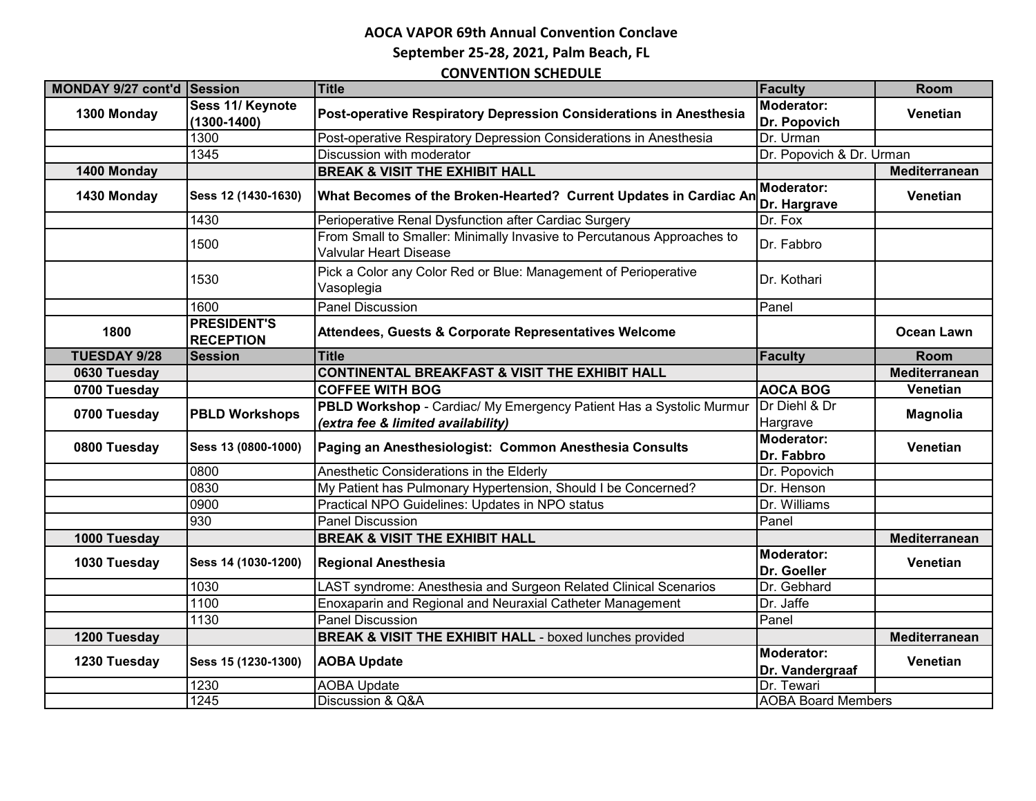**AOCA VAPOR 69th Annual Convention Conclave**

**September 25-28, 2021, Palm Beach, FL**

**CONVENTION SCHEDULE**

| MONDAY 9/27 cont'd | Session | Title | Faculty | Room |
|---|---|---|---|---|
| **1300 Monday** | **Sess 11/ Keynote (1300-1400)** | **Post-operative Respiratory Depression Considerations in Anesthesia** | **Moderator: Dr. Popovich** | **Venetian** |
| | 1300 | Post-operative Respiratory Depression Considerations in Anesthesia | Dr. Urman | |
| | 1345 | Discussion with moderator | Dr. Popovich & Dr. Urman | |
| **1400 Monday** | | **BREAK & VISIT THE EXHIBIT HALL** | | **Mediterranean** |
| **1430 Monday** | **Sess 12 (1430-1630)** | **What Becomes of the Broken-Hearted? Current Updates in Cardiac An** | **Moderator: Dr. Hargrave** | **Venetian** |
| | 1430 | Perioperative Renal Dysfunction after Cardiac Surgery | Dr. Fox | |
| | 1500 | From Small to Smaller: Minimally Invasive to Percutanous Approaches to Valvular Heart Disease | Dr. Fabbro | |
| | 1530 | Pick a Color any Color Red or Blue: Management of Perioperative Vasoplegia | Dr. Kothari | |
| | 1600 | Panel Discussion | Panel | |
| **1800** | **PRESIDENT'S RECEPTION** | **Attendees, Guests & Corporate Representatives Welcome** | | **Ocean Lawn** |
| **TUESDAY 9/28** | **Session** | **Title** | **Faculty** | **Room** |
| **0630 Tuesday** | | **CONTINENTAL BREAKFAST & VISIT THE EXHIBIT HALL** | | **Mediterranean** |
| **0700 Tuesday** | | **COFFEE WITH BOG** | **AOCA BOG** | **Venetian** |
| **0700 Tuesday** | **PBLD Workshops** | **PBLD Workshop** - Cardiac/ My Emergency Patient Has a Systolic Murmur ***(extra fee & limited availability)*** | Dr Diehl & Dr Hargrave | **Magnolia** |
| **0800 Tuesday** | **Sess 13 (0800-1000)** | **Paging an Anesthesiologist: Common Anesthesia Consults** | **Moderator: Dr. Fabbro** | **Venetian** |
| | 0800 | Anesthetic Considerations in the Elderly | Dr. Popovich | |
| | 0830 | My Patient has Pulmonary Hypertension, Should I be Concerned? | Dr. Henson | |
| | 0900 | Practical NPO Guidelines: Updates in NPO status | Dr. Williams | |
| | 930 | Panel Discussion | Panel | |
| **1000 Tuesday** | | **BREAK & VISIT THE EXHIBIT HALL** | | **Mediterranean** |
| **1030 Tuesday** | **Sess 14 (1030-1200)** | **Regional Anesthesia** | **Moderator: Dr. Goeller** | **Venetian** |
| | 1030 | LAST syndrome: Anesthesia and Surgeon Related Clinical Scenarios | Dr. Gebhard | |
| | 1100 | Enoxaparin and Regional and Neuraxial Catheter Management | Dr. Jaffe | |
| | 1130 | Panel Discussion | Panel | |
| **1200 Tuesday** | | **BREAK & VISIT THE EXHIBIT HALL** - boxed lunches provided | | **Mediterranean** |
| **1230 Tuesday** | **Sess 15 (1230-1300)** | **AOBA Update** | **Moderator: Dr. Vandergraaf** | **Venetian** |
| | 1230 | AOBA Update | Dr. Tewari | |
| | 1245 | Discussion & Q&A | AOBA Board Members | |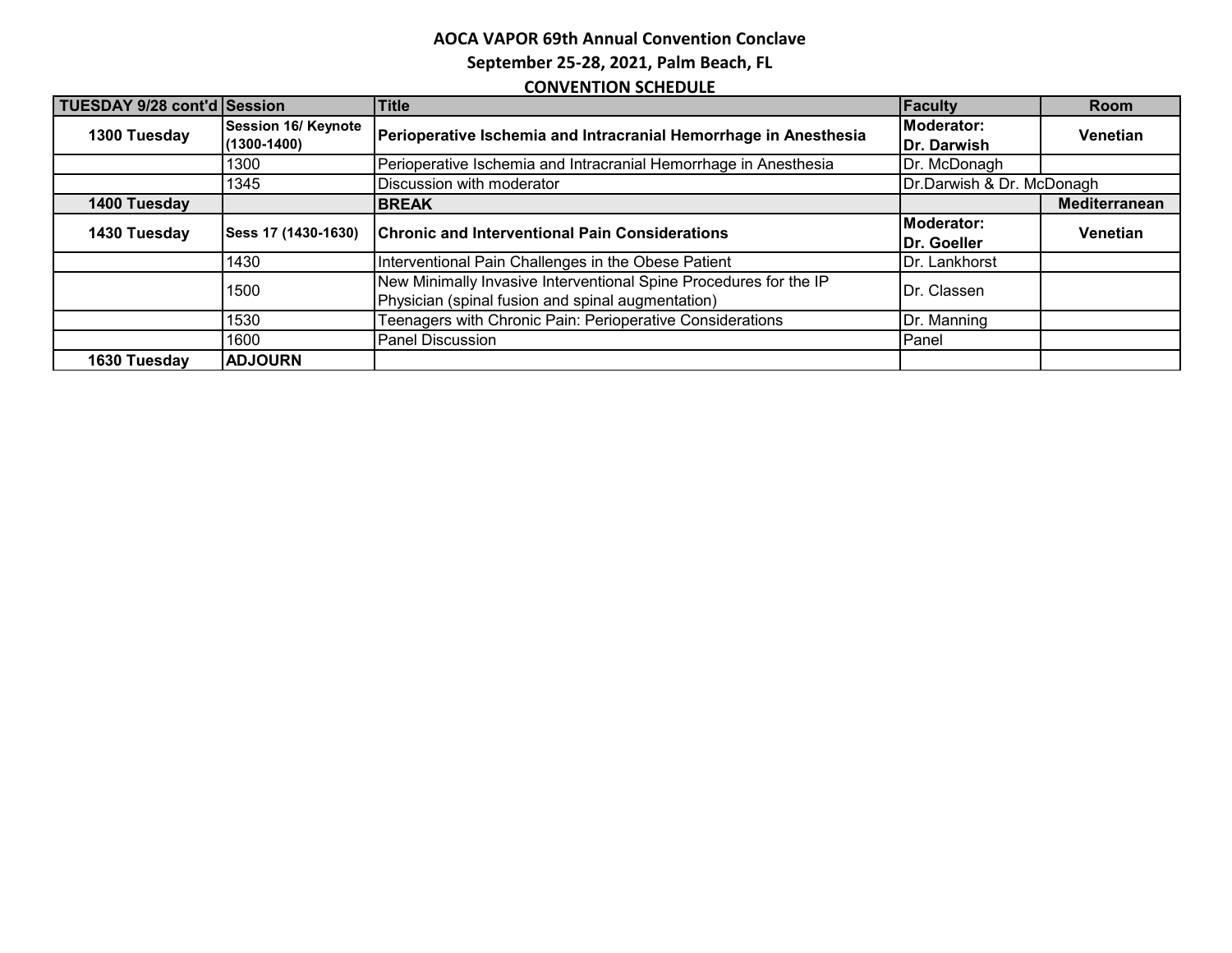**AOCA VAPOR 69th Annual Convention Conclave**

**September 25-28, 2021, Palm Beach, FL**

**CONVENTION SCHEDULE**

| TUESDAY 9/28 cont'd | Session | Title | Faculty | Room |
|---|---|---|---|---|
| **1300 Tuesday** | **Session 16/ Keynote (1300-1400)** | **Perioperative Ischemia and Intracranial Hemorrhage in Anesthesia** | **Moderator: Dr. Darwish** | **Venetian** |
| | 1300 | Perioperative Ischemia and Intracranial Hemorrhage in Anesthesia | Dr. McDonagh | |
| | 1345 | Discussion with moderator | Dr.Darwish & Dr. McDonagh | |
| **1400 Tuesday** | | **BREAK** | | **Mediterranean** |
| **1430 Tuesday** | **Sess 17 (1430-1630)** | **Chronic and Interventional Pain Considerations** | **Moderator: Dr. Goeller** | **Venetian** |
| | 1430 | Interventional Pain Challenges in the Obese Patient | Dr. Lankhorst | |
| | 1500 | New Minimally Invasive Interventional Spine Procedures for the IP Physician (spinal fusion and spinal augmentation) | Dr. Classen | |
| | 1530 | Teenagers with Chronic Pain: Perioperative Considerations | Dr. Manning | |
| | 1600 | Panel Discussion | Panel | |
| **1630 Tuesday** | **ADJOURN** | | | |